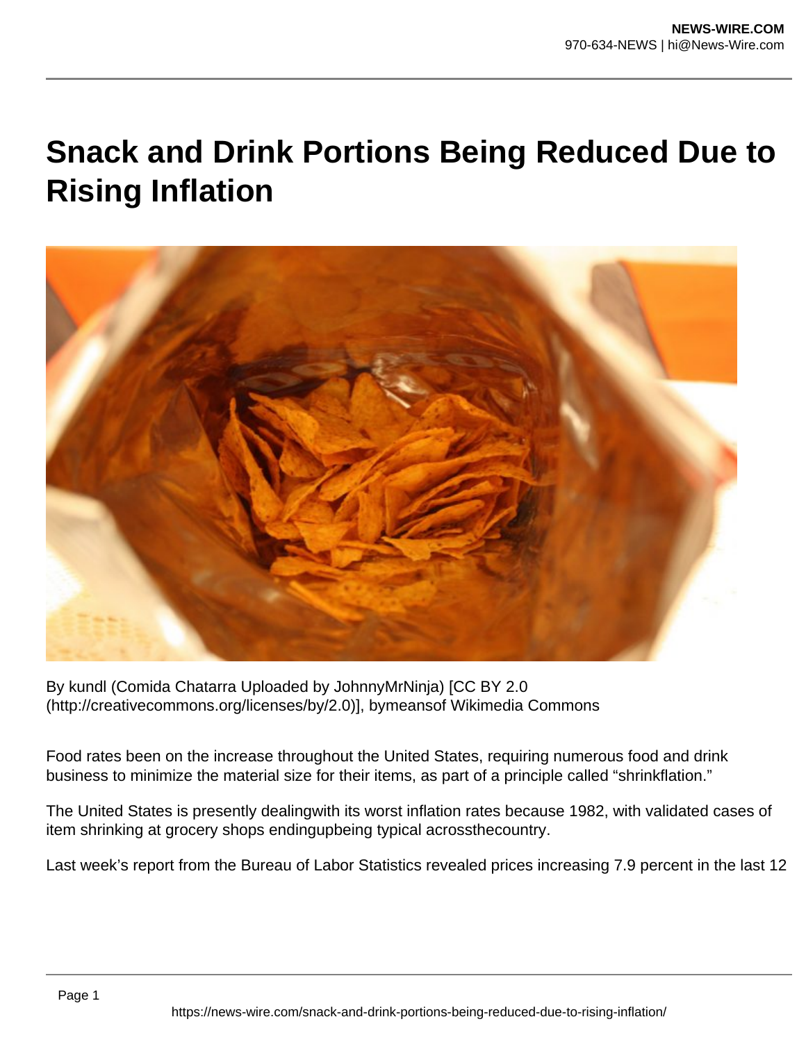# Snack and Drink Portions Being Reduced Due to Rising Inflation

By kundl (Comida Chatarra Uploaded by JohnnyMrNinja) [CC BY 2.0 (http://creativecommons.org/licenses/by/2.0)], bymeansof Wikimedia Commons

Food rates been on the increase throughout the United States, requiring numerous food and drink business to minimize the material size for their items, as part of a principle called "shrinkflation."

The United States is presently dealingwith its worst inflation rates because 1982, with validated cases of item shrinking at grocery shops endingupbeing typical acrossthecountry.

Last week's report from the Bureau of Labor Statistics revealed prices increasing 7.9 percent in the last 12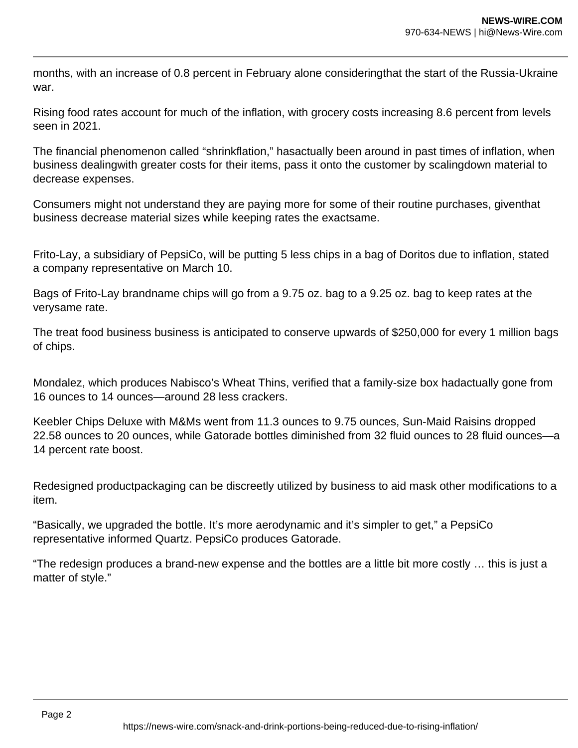months, with an increase of 0.8 percent in February alone consideringthat the start of the Russia-Ukraine war.

Rising food rates account for much of the inflation, with grocery costs increasing 8.6 percent from levels seen in 2021.

The financial phenomenon called “shrinkflation,” hasactually been around in past times of inflation, when business dealingwith greater costs for their items, pass it onto the customer by scalingdown material to decrease expenses.

Consumers might not understand they are paying more for some of their routine purchases, giventhat business decrease material sizes while keeping rates the exactsame.

Frito-Lay, a subsidiary of PepsiCo, will be putting 5 less chips in a bag of Doritos due to inflation, stated a company representative on March 10.

Bags of Frito-Lay brandname chips will go from a 9.75 oz. bag to a 9.25 oz. bag to keep rates at the verysame rate.

The treat food business business is anticipated to conserve upwards of $250,000 for every 1 million bags of chips.

Mondalez, which produces Nabisco’s Wheat Thins, verified that a family-size box hadactually gone from 16 ounces to 14 ounces—around 28 less crackers.

Keebler Chips Deluxe with M&Ms went from 11.3 ounces to 9.75 ounces, Sun-Maid Raisins dropped 22.58 ounces to 20 ounces, while Gatorade bottles diminished from 32 fluid ounces to 28 fluid ounces—a 14 percent rate boost.

Redesigned productpackaging can be discreetly utilized by business to aid mask other modifications to a item.

“Basically, we upgraded the bottle. It’s more aerodynamic and it’s simpler to get,” a PepsiCo representative informed Quartz. PepsiCo produces Gatorade.

“The redesign produces a brand-new expense and the bottles are a little bit more costly … this is just a matter of style.”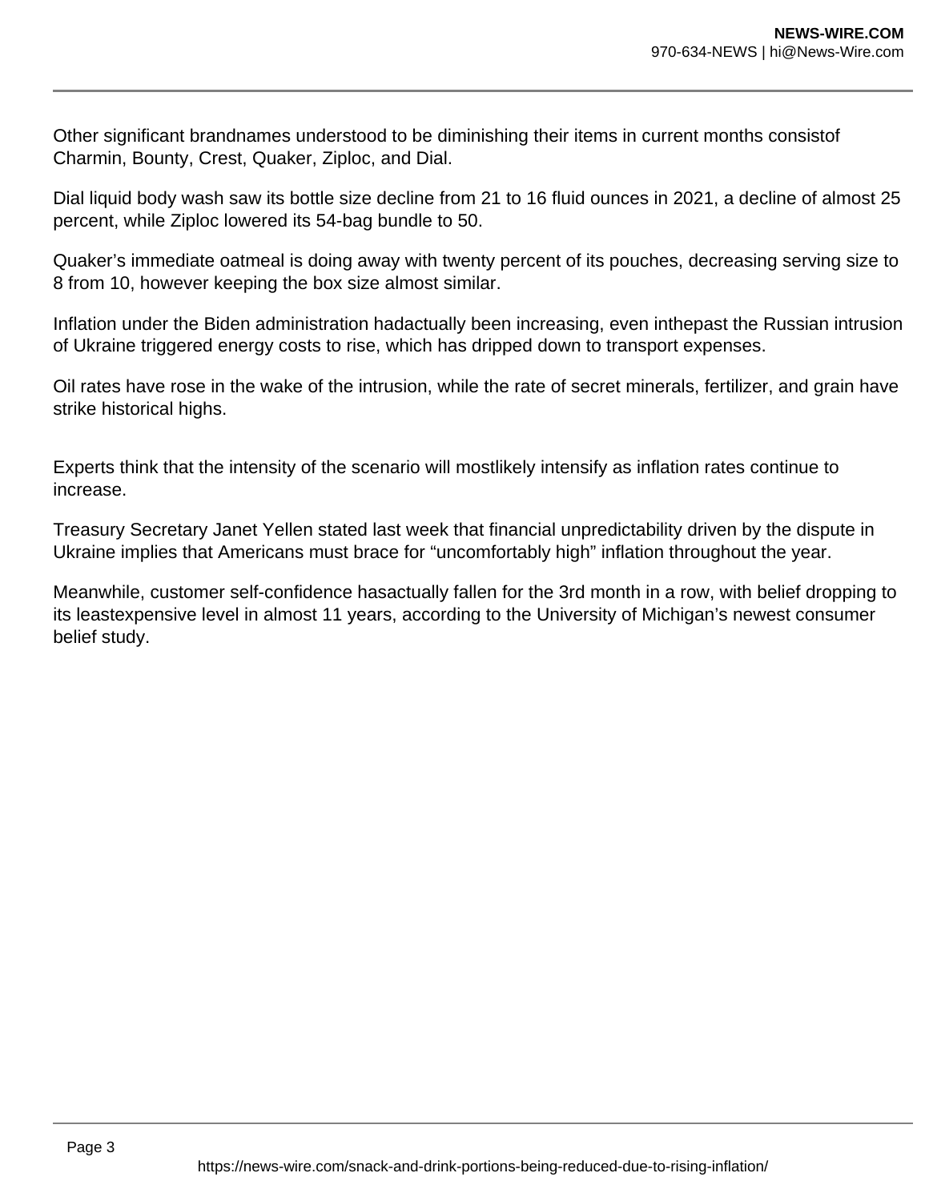Other significant brandnames understood to be diminishing their items in current months consistof Charmin, Bounty, Crest, Quaker, Ziploc, and Dial.

Dial liquid body wash saw its bottle size decline from 21 to 16 fluid ounces in 2021, a decline of almost 25 percent, while Ziploc lowered its 54-bag bundle to 50.

Quaker's immediate oatmeal is doing away with twenty percent of its pouches, decreasing serving size to 8 from 10, however keeping the box size almost similar.

Inflation under the Biden administration hadactually been increasing, even inthepast the Russian intrusion of Ukraine triggered energy costs to rise, which has dripped down to transport expenses.

Oil rates have rose in the wake of the intrusion, while the rate of secret minerals, fertilizer, and grain have strike historical highs.

Experts think that the intensity of the scenario will mostlikely intensify as inflation rates continue to increase.

Treasury Secretary Janet Yellen stated last week that financial unpredictability driven by the dispute in Ukraine implies that Americans must brace for "uncomfortably high" inflation throughout the year.

Meanwhile, customer self-confidence hasactually fallen for the 3rd month in a row, with belief dropping to its leastexpensive level in almost 11 years, according to the University of Michigan's newest consumer belief study.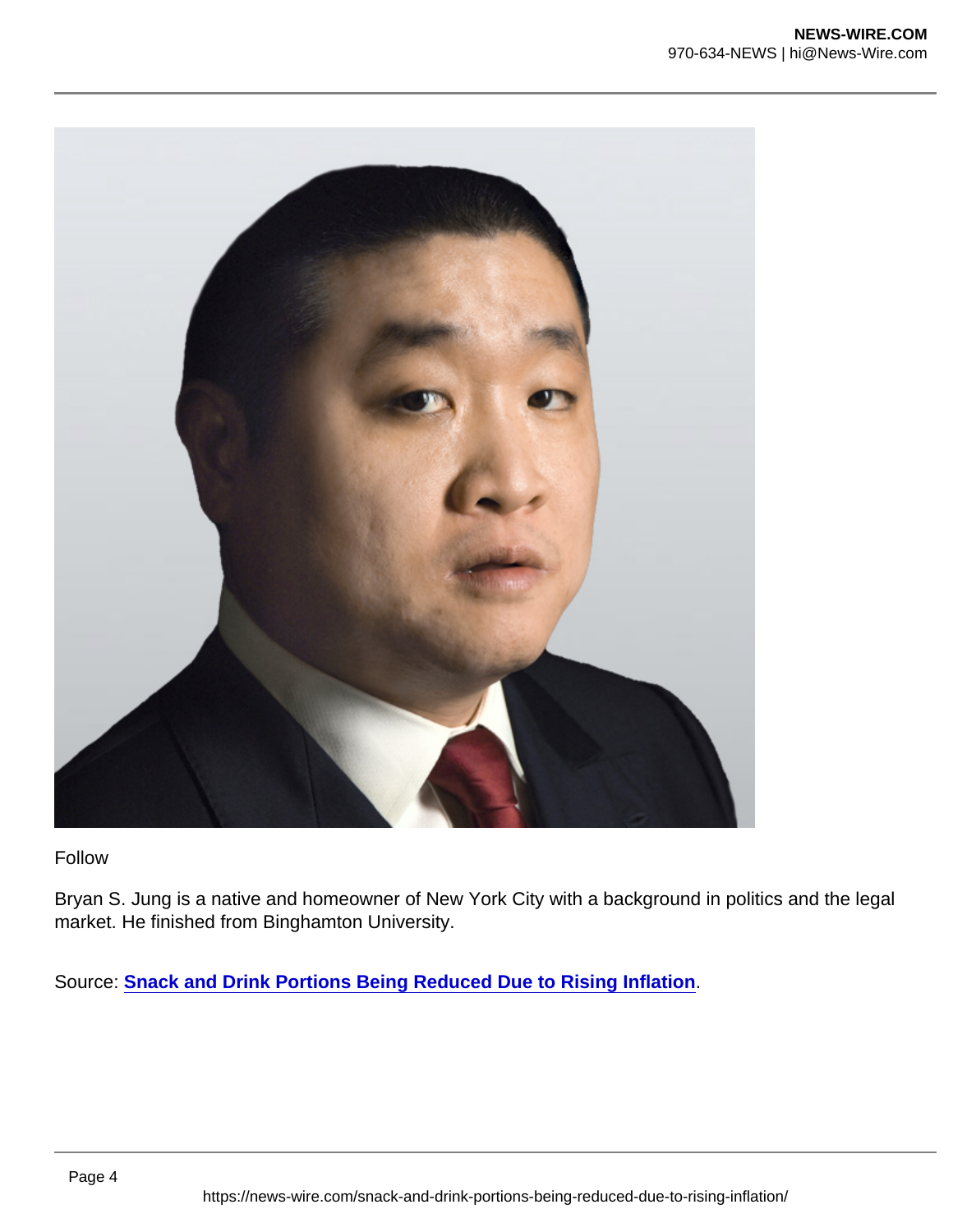Follow

Bryan S. Jung is a native and homeowner of New York City with a background in politics and the legal market. He finished from Binghamton University.

Source: **[Snack and Drink Portions Being Reduced Due to Rising Inflation](https://news-wire.com/snack-and-drink-portions-being-reduced-due-to-rising-inflation/)**.